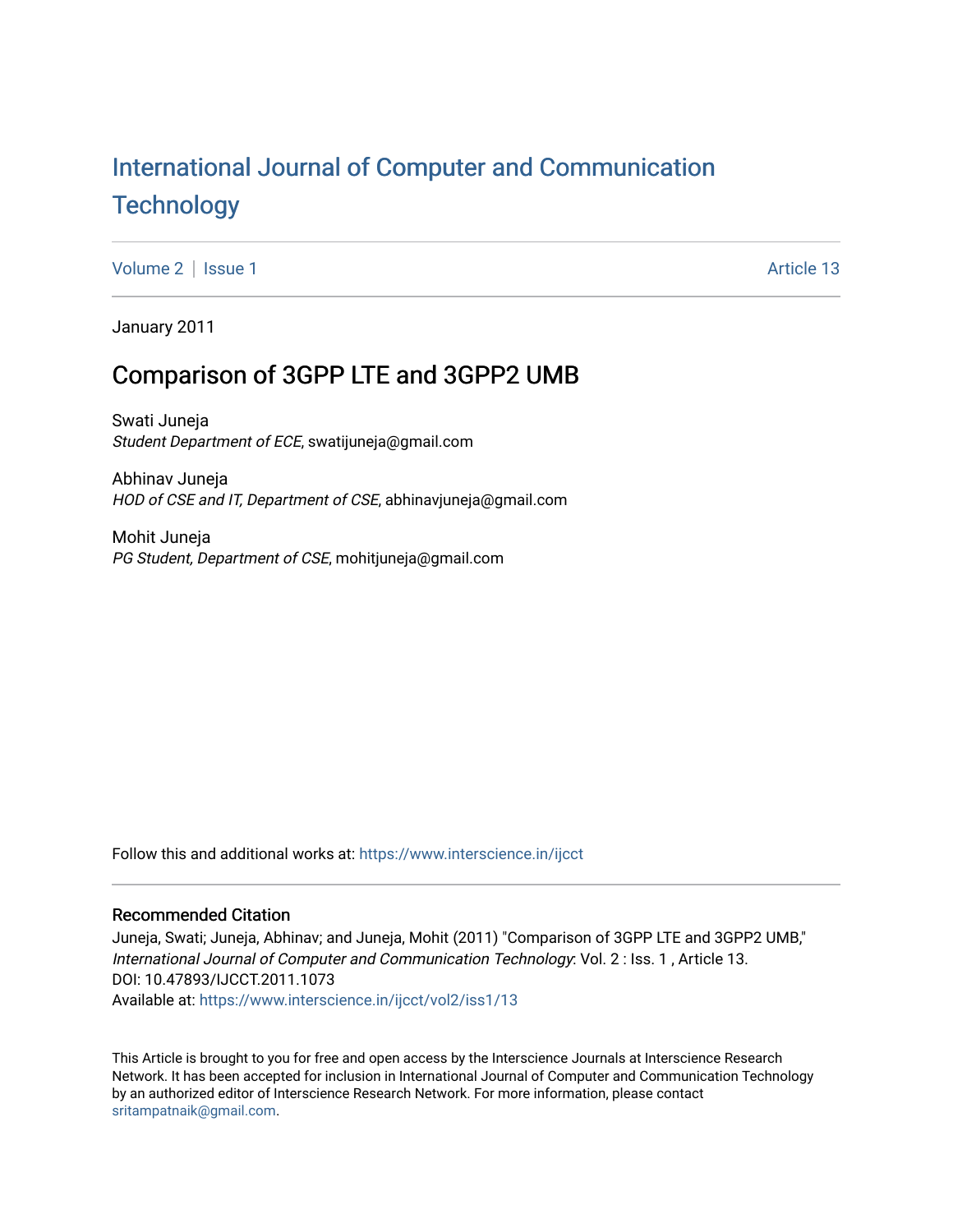# International Journal of Computer and Communication Technology

Volume 2 | Issue 1 | Article 13

January 2011

## Comparison of 3GPP LTE and 3GPP2 UMB

Swati Juneja
*Student Department of ECE*, swatijuneja@gmail.com

Abhinav Juneja
*HOD of CSE and IT, Department of CSE*, abhinavjuneja@gmail.com

Mohit Juneja
*PG Student, Department of CSE*, mohitjuneja@gmail.com

Follow this and additional works at: https://www.interscience.in/ijcct

### Recommended Citation

Juneja, Swati; Juneja, Abhinav; and Juneja, Mohit (2011) "Comparison of 3GPP LTE and 3GPP2 UMB," *International Journal of Computer and Communication Technology*: Vol. 2 : Iss. 1 , Article 13.
DOI: 10.47893/IJCCT.2011.1073
Available at: https://www.interscience.in/ijcct/vol2/iss1/13

This Article is brought to you for free and open access by the Interscience Journals at Interscience Research Network. It has been accepted for inclusion in International Journal of Computer and Communication Technology by an authorized editor of Interscience Research Network. For more information, please contact sritampatnaik@gmail.com.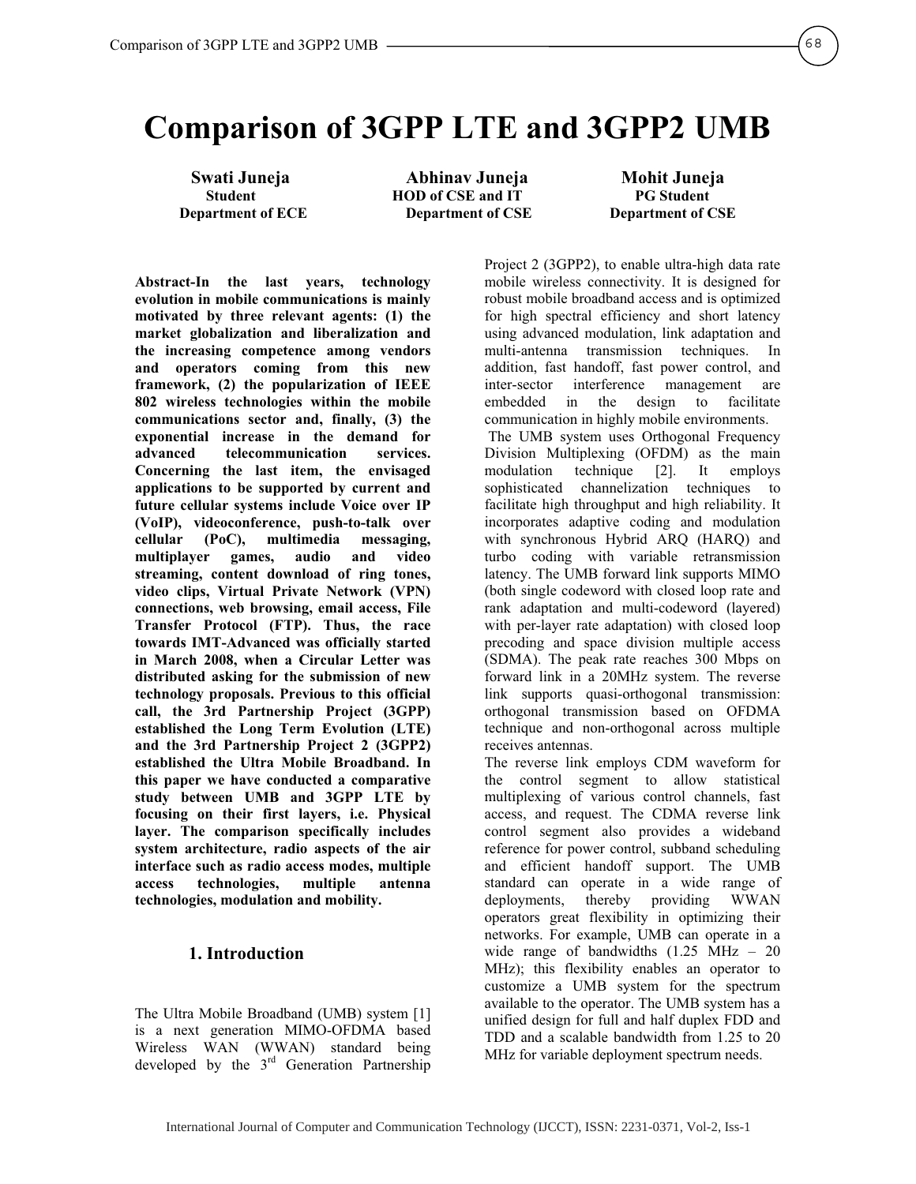# Comparison of 3GPP LTE and 3GPP2 UMB

**Swati Juneja**
**Student**
**Department of ECE**

**Abhinav Juneja**
**HOD of CSE and IT**
**Department of CSE**

**Mohit Juneja**
**PG Student**
**Department of CSE**

**Abstract-In the last years, technology evolution in mobile communications is mainly motivated by three relevant agents: (1) the market globalization and liberalization and the increasing competence among vendors and operators coming from this new framework, (2) the popularization of IEEE 802 wireless technologies within the mobile communications sector and, finally, (3) the exponential increase in the demand for advanced telecommunication services. Concerning the last item, the envisaged applications to be supported by current and future cellular systems include Voice over IP (VoIP), videoconference, push-to-talk over cellular (PoC), multimedia messaging, multiplayer games, audio and video streaming, content download of ring tones, video clips, Virtual Private Network (VPN) connections, web browsing, email access, File Transfer Protocol (FTP). Thus, the race towards IMT-Advanced was officially started in March 2008, when a Circular Letter was distributed asking for the submission of new technology proposals. Previous to this official call, the 3rd Partnership Project (3GPP) established the Long Term Evolution (LTE) and the 3rd Partnership Project 2 (3GPP2) established the Ultra Mobile Broadband. In this paper we have conducted a comparative study between UMB and 3GPP LTE by focusing on their first layers, i.e. Physical layer. The comparison specifically includes system architecture, radio aspects of the air interface such as radio access modes, multiple access technologies, multiple antenna technologies, modulation and mobility.**

## 1. Introduction

The Ultra Mobile Broadband (UMB) system [1] is a next generation MIMO-OFDMA based Wireless WAN (WWAN) standard being developed by the 3rd Generation Partnership Project 2 (3GPP2), to enable ultra-high data rate mobile wireless connectivity. It is designed for robust mobile broadband access and is optimized for high spectral efficiency and short latency using advanced modulation, link adaptation and multi-antenna transmission techniques. In addition, fast handoff, fast power control, and inter-sector interference management are embedded in the design to facilitate communication in highly mobile environments.

The UMB system uses Orthogonal Frequency Division Multiplexing (OFDM) as the main modulation technique [2]. It employs sophisticated channelization techniques to facilitate high throughput and high reliability. It incorporates adaptive coding and modulation with synchronous Hybrid ARQ (HARQ) and turbo coding with variable retransmission latency. The UMB forward link supports MIMO (both single codeword with closed loop rate and rank adaptation and multi-codeword (layered) with per-layer rate adaptation) with closed loop precoding and space division multiple access (SDMA). The peak rate reaches 300 Mbps on forward link in a 20MHz system. The reverse link supports quasi-orthogonal transmission: orthogonal transmission based on OFDMA technique and non-orthogonal across multiple receives antennas.

The reverse link employs CDM waveform for the control segment to allow statistical multiplexing of various control channels, fast access, and request. The CDMA reverse link control segment also provides a wideband reference for power control, subband scheduling and efficient handoff support. The UMB standard can operate in a wide range of deployments, thereby providing WWAN operators great flexibility in optimizing their networks. For example, UMB can operate in a wide range of bandwidths (1.25 MHz – 20 MHz); this flexibility enables an operator to customize a UMB system for the spectrum available to the operator. The UMB system has a unified design for full and half duplex FDD and TDD and a scalable bandwidth from 1.25 to 20 MHz for variable deployment spectrum needs.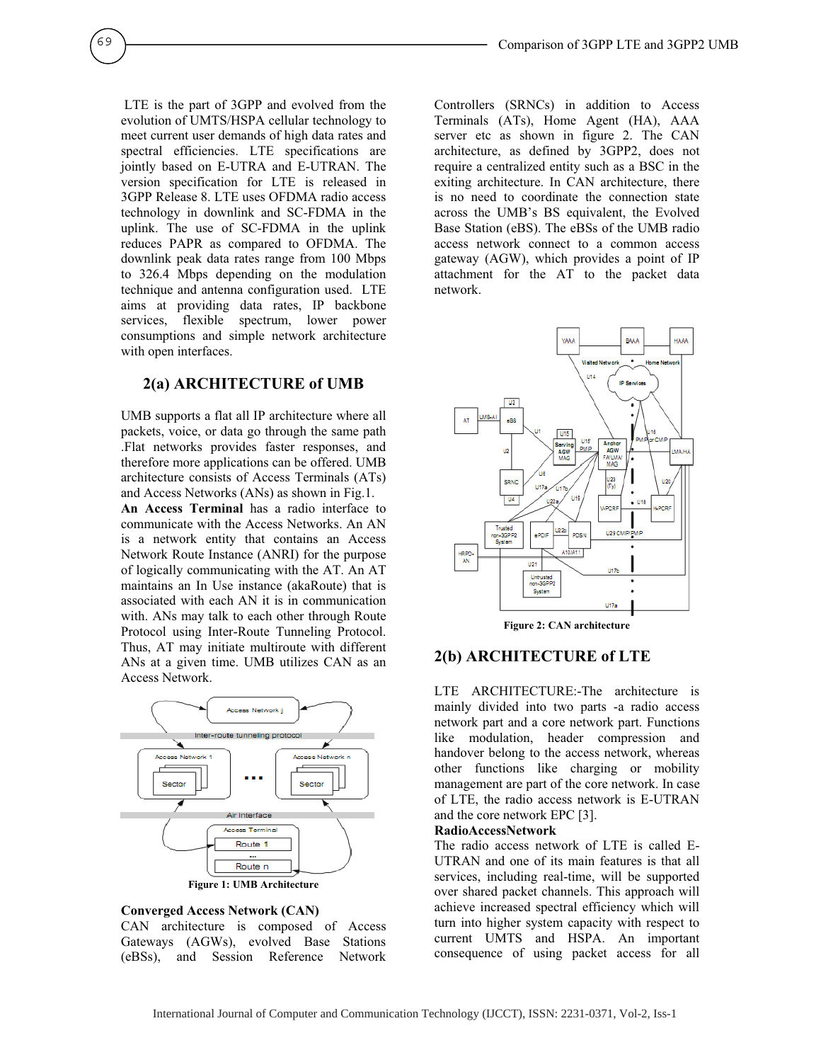LTE is the part of 3GPP and evolved from the evolution of UMTS/HSPA cellular technology to meet current user demands of high data rates and spectral efficiencies. LTE specifications are jointly based on E-UTRA and E-UTRAN. The version specification for LTE is released in 3GPP Release 8. LTE uses OFDMA radio access technology in downlink and SC-FDMA in the uplink. The use of SC-FDMA in the uplink reduces PAPR as compared to OFDMA. The downlink peak data rates range from 100 Mbps to 326.4 Mbps depending on the modulation technique and antenna configuration used. LTE aims at providing data rates, IP backbone services, flexible spectrum, lower power consumptions and simple network architecture with open interfaces.

## 2(a) ARCHITECTURE of UMB

UMB supports a flat all IP architecture where all packets, voice, or data go through the same path .Flat networks provides faster responses, and therefore more applications can be offered. UMB architecture consists of Access Terminals (ATs) and Access Networks (ANs) as shown in Fig.1.

**An Access Terminal** has a radio interface to communicate with the Access Networks. An AN is a network entity that contains an Access Network Route Instance (ANRI) for the purpose of logically communicating with the AT. An AT maintains an In Use instance (akaRoute) that is associated with each AN it is in communication with. ANs may talk to each other through Route Protocol using Inter-Route Tunneling Protocol. Thus, AT may initiate multiroute with different ANs at a given time. UMB utilizes CAN as an Access Network.

**Figure 1: UMB Architecture**

**Converged Access Network (CAN)**

CAN architecture is composed of Access Gateways (AGWs), evolved Base Stations (eBSs), and Session Reference Network Controllers (SRNCs) in addition to Access Terminals (ATs), Home Agent (HA), AAA server etc as shown in figure 2. The CAN architecture, as defined by 3GPP2, does not require a centralized entity such as a BSC in the exiting architecture. In CAN architecture, there is no need to coordinate the connection state across the UMB's BS equivalent, the Evolved Base Station (eBS). The eBSs of the UMB radio access network connect to a common access gateway (AGW), which provides a point of IP attachment for the AT to the packet data network.

**Figure 2: CAN architecture**

## 2(b) ARCHITECTURE of LTE

LTE ARCHITECTURE:-The architecture is mainly divided into two parts -a radio access network part and a core network part. Functions like modulation, header compression and handover belong to the access network, whereas other functions like charging or mobility management are part of the core network. In case of LTE, the radio access network is E-UTRAN and the core network EPC [3].

**RadioAccessNetwork**

The radio access network of LTE is called E-UTRAN and one of its main features is that all services, including real-time, will be supported over shared packet channels. This approach will achieve increased spectral efficiency which will turn into higher system capacity with respect to current UMTS and HSPA. An important consequence of using packet access for all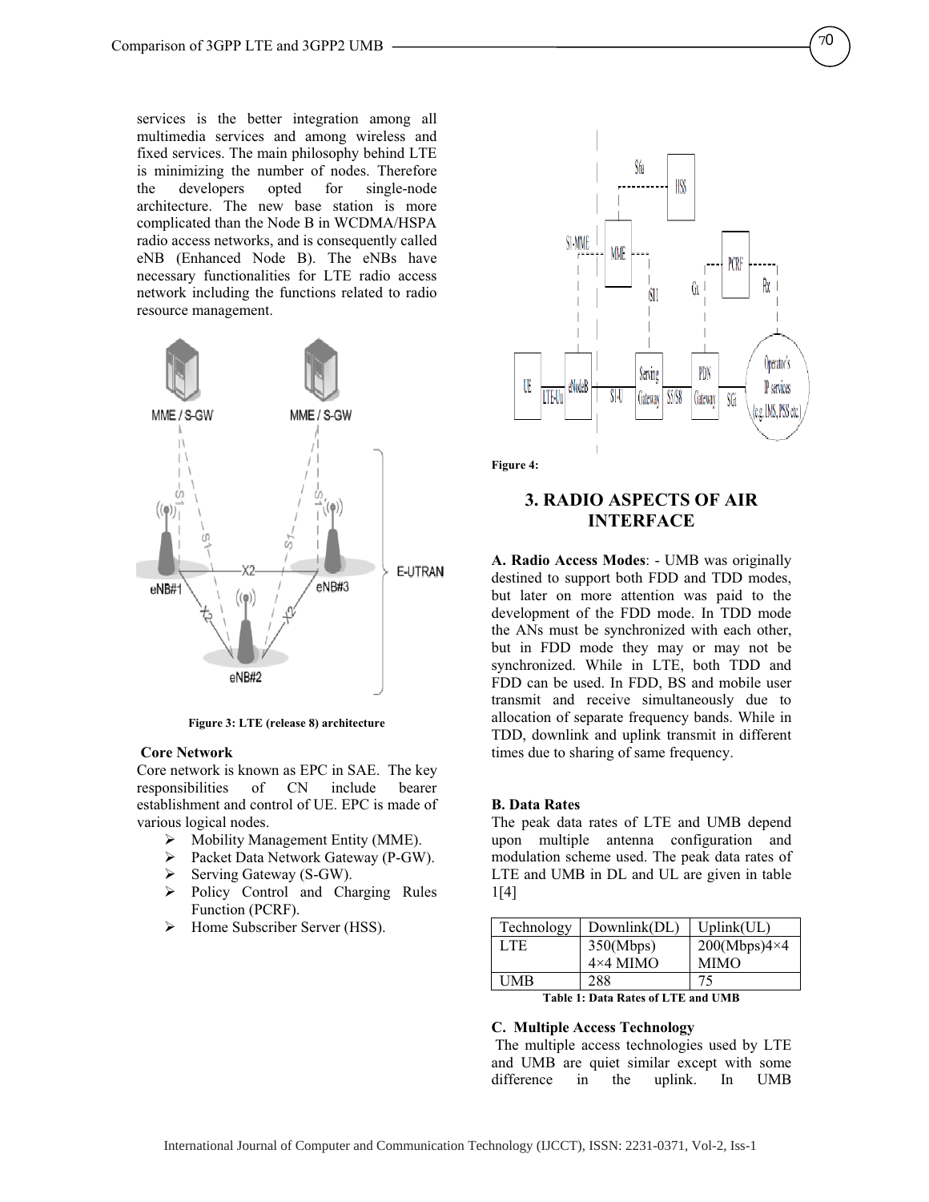services is the better integration among all multimedia services and among wireless and fixed services. The main philosophy behind LTE is minimizing the number of nodes. Therefore the developers opted for single-node architecture. The new base station is more complicated than the Node B in WCDMA/HSPA radio access networks, and is consequently called eNB (Enhanced Node B). The eNBs have necessary functionalities for LTE radio access network including the functions related to radio resource management.

**Figure 3: LTE (release 8) architecture**

**Core Network**

Core network is known as EPC in SAE. The key responsibilities of CN include bearer establishment and control of UE. EPC is made of various logical nodes.

- Mobility Management Entity (MME).
- Packet Data Network Gateway (P-GW).
- Serving Gateway (S-GW).
- Policy Control and Charging Rules Function (PCRF).
- Home Subscriber Server (HSS).

**Figure 4:**

## 3. RADIO ASPECTS OF AIR INTERFACE

**A. Radio Access Modes**: - UMB was originally destined to support both FDD and TDD modes, but later on more attention was paid to the development of the FDD mode. In TDD mode the ANs must be synchronized with each other, but in FDD mode they may or may not be synchronized. While in LTE, both TDD and FDD can be used. In FDD, BS and mobile user transmit and receive simultaneously due to allocation of separate frequency bands. While in TDD, downlink and uplink transmit in different times due to sharing of same frequency.

**B. Data Rates**

The peak data rates of LTE and UMB depend upon multiple antenna configuration and modulation scheme used. The peak data rates of LTE and UMB in DL and UL are given in table 1[4]

| Technology | Downlink(DL) | Uplink(UL) |
|---|---|---|
| LTE | 350(Mbps) 4×4 MIMO | 200(Mbps)4×4 MIMO |
| UMB | 288 | 75 |

**Table 1: Data Rates of LTE and UMB**

**C. Multiple Access Technology**

The multiple access technologies used by LTE and UMB are quiet similar except with some difference in the uplink. In UMB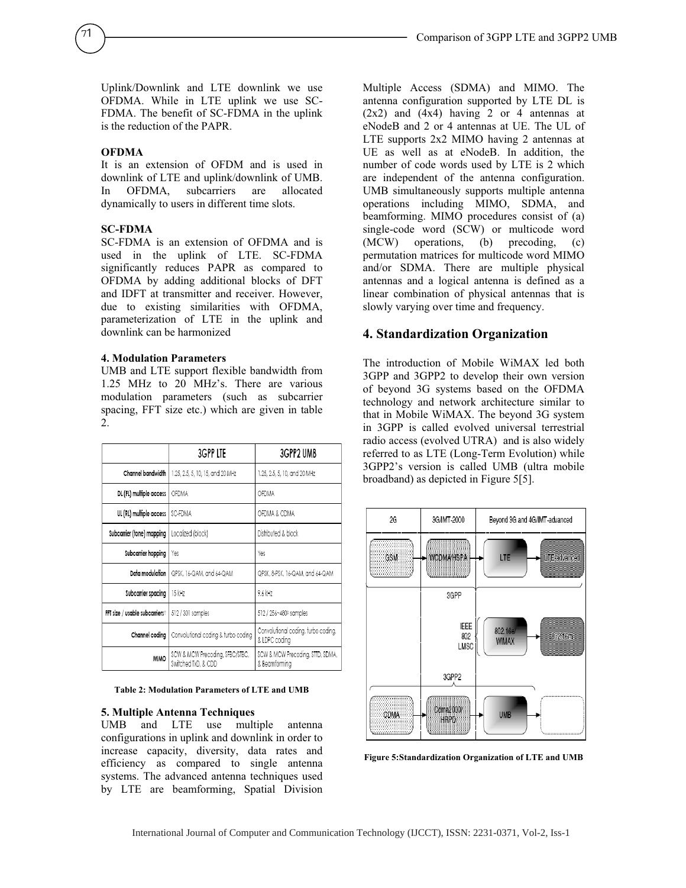Uplink/Downlink and LTE downlink we use OFDMA. While in LTE uplink we use SC-FDMA. The benefit of SC-FDMA in the uplink is the reduction of the PAPR.

**OFDMA**

It is an extension of OFDM and is used in downlink of LTE and uplink/downlink of UMB. In OFDMA, subcarriers are allocated dynamically to users in different time slots.

**SC-FDMA**

SC-FDMA is an extension of OFDMA and is used in the uplink of LTE. SC-FDMA significantly reduces PAPR as compared to OFDMA by adding additional blocks of DFT and IDFT at transmitter and receiver. However, due to existing similarities with OFDMA, parameterization of LTE in the uplink and downlink can be harmonized

**4. Modulation Parameters**

UMB and LTE support flexible bandwidth from 1.25 MHz to 20 MHz's. There are various modulation parameters (such as subcarrier spacing, FFT size etc.) which are given in table 2.

| | 3GPP LTE | 3GPP2 UMB |
|---|---|---|
| **Channel bandwidth** | 1.25, 2.5, 5, 10, 15, and 20 MHz | 1.25, 2.5, 5, 10, and 20 MHz |
| **DL (FL) multiple access** | OFDMA | OFDMA |
| **UL (RL) multiple access** | SC-FDMA | OFDMA & CDMA |
| **Subcarrier (tone) mapping** | Localized (block) | Distributed & block |
| **Subcarrier hopping** | Yes | Yes |
| **Data modulation** | QPSK, 16-QAM, and 64-QAM | QPSK, 8-PSK, 16-QAM, and 64-QAM |
| **Subcarrier spacing** | 15 kHz | 9.6 kHz |
| **FFT size / usable subcarriers** | 512 / 301 samples | 512 / 256~480 samples |
| **Channel coding** | Convolutional coding & turbo coding | Convolutional coding, turbo coding, & LDPC coding |
| **MIMO** | SCW & MCW Precoding, SFBC/STBC, Switched TxD, & CDD | SCW & MCW Precoding, STTD, SDMA, & Beamforming |

**Table 2: Modulation Parameters of LTE and UMB**

**5. Multiple Antenna Techniques**

UMB and LTE use multiple antenna configurations in uplink and downlink in order to increase capacity, diversity, data rates and efficiency as compared to single antenna systems. The advanced antenna techniques used by LTE are beamforming, Spatial Division Multiple Access (SDMA) and MIMO. The antenna configuration supported by LTE DL is (2x2) and (4x4) having 2 or 4 antennas at eNodeB and 2 or 4 antennas at UE. The UL of LTE supports 2x2 MIMO having 2 antennas at UE as well as at eNodeB. In addition, the number of code words used by LTE is 2 which are independent of the antenna configuration. UMB simultaneously supports multiple antenna operations including MIMO, SDMA, and beamforming. MIMO procedures consist of (a) single-code word (SCW) or multicode word (MCW) operations, (b) precoding, (c) permutation matrices for multicode word MIMO and/or SDMA. There are multiple physical antennas and a logical antenna is defined as a linear combination of physical antennas that is slowly varying over time and frequency.

## 4. Standardization Organization

The introduction of Mobile WiMAX led both 3GPP and 3GPP2 to develop their own version of beyond 3G systems based on the OFDMA technology and network architecture similar to that in Mobile WiMAX. The beyond 3G system in 3GPP is called evolved universal terrestrial radio access (evolved UTRA) and is also widely referred to as LTE (Long-Term Evolution) while 3GPP2's version is called UMB (ultra mobile broadband) as depicted in Figure 5[5].

**Figure 5:Standardization Organization of LTE and UMB**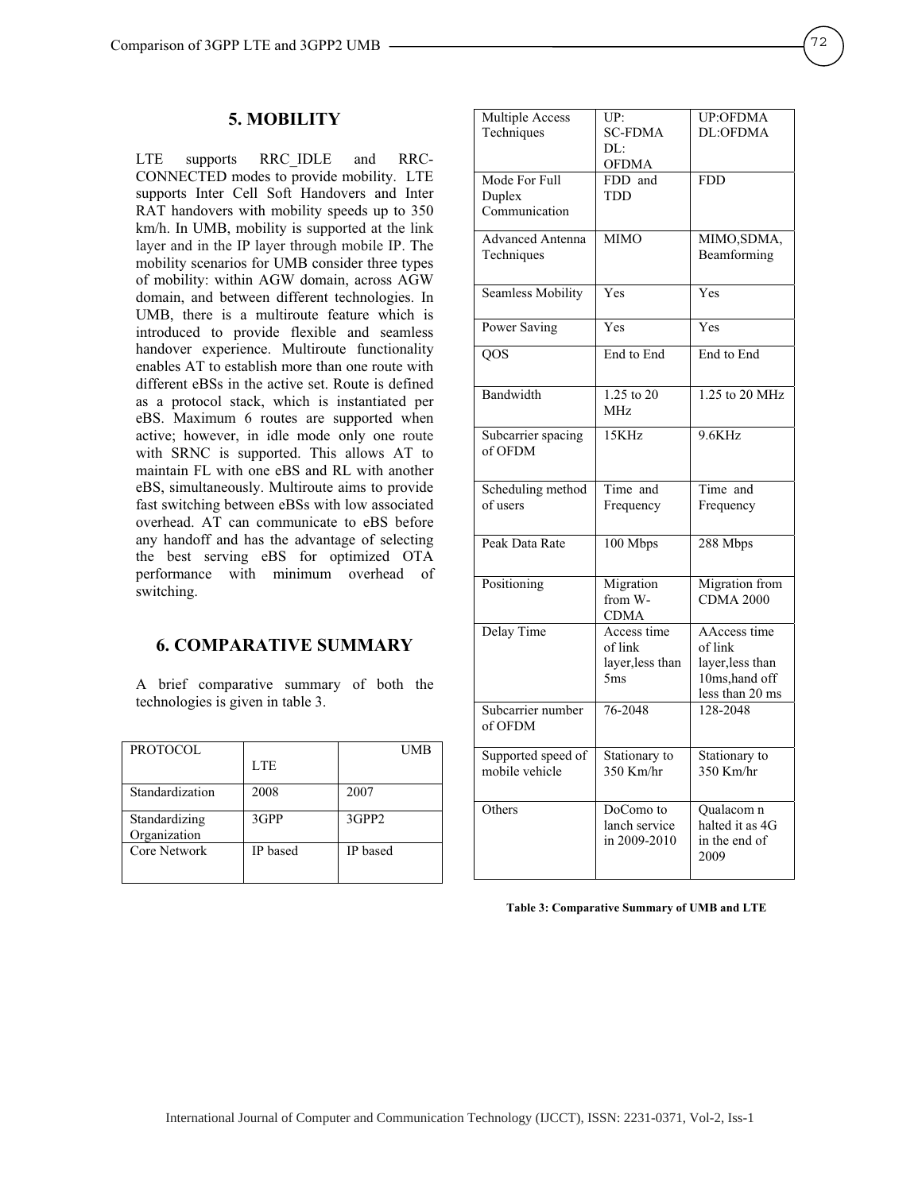## 5. MOBILITY

LTE supports RRC_IDLE and RRC-CONNECTED modes to provide mobility. LTE supports Inter Cell Soft Handovers and Inter RAT handovers with mobility speeds up to 350 km/h. In UMB, mobility is supported at the link layer and in the IP layer through mobile IP. The mobility scenarios for UMB consider three types of mobility: within AGW domain, across AGW domain, and between different technologies. In UMB, there is a multiroute feature which is introduced to provide flexible and seamless handover experience. Multiroute functionality enables AT to establish more than one route with different eBSs in the active set. Route is defined as a protocol stack, which is instantiated per eBS. Maximum 6 routes are supported when active; however, in idle mode only one route with SRNC is supported. This allows AT to maintain FL with one eBS and RL with another eBS, simultaneously. Multiroute aims to provide fast switching between eBSs with low associated overhead. AT can communicate to eBS before any handoff and has the advantage of selecting the best serving eBS for optimized OTA performance with minimum overhead of switching.

## 6. COMPARATIVE SUMMARY

A brief comparative summary of both the technologies is given in table 3.

| PROTOCOL | LTE | UMB |
|---|---|---|
| Standardization | 2008 | 2007 |
| Standardizing Organization | 3GPP | 3GPP2 |
| Core Network | IP based | IP based |
| Multiple Access Techniques | UP: SC-FDMA DL: OFDMA | UP:OFDMA DL:OFDMA |
| Mode For Full Duplex Communication | FDD and TDD | FDD |
| Advanced Antenna Techniques | MIMO | MIMO,SDMA, Beamforming |
| Seamless Mobility | Yes | Yes |
| Power Saving | Yes | Yes |
| QOS | End to End | End to End |
| Bandwidth | 1.25 to 20 MHz | 1.25 to 20 MHz |
| Subcarrier spacing of OFDM | 15KHz | 9.6KHz |
| Scheduling method of users | Time and Frequency | Time and Frequency |
| Peak Data Rate | 100 Mbps | 288 Mbps |
| Positioning | Migration from W-CDMA | Migration from CDMA 2000 |
| Delay Time | Access time of link layer,less than 5ms | AAccess time of link layer,less than 10ms,hand off less than 20 ms |
| Subcarrier number of OFDM | 76-2048 | 128-2048 |
| Supported speed of mobile vehicle | Stationary to 350 Km/hr | Stationary to 350 Km/hr |
| Others | DoComo to lanch service in 2009-2010 | Qualacom n halted it as 4G in the end of 2009 |

**Table 3: Comparative Summary of UMB and LTE**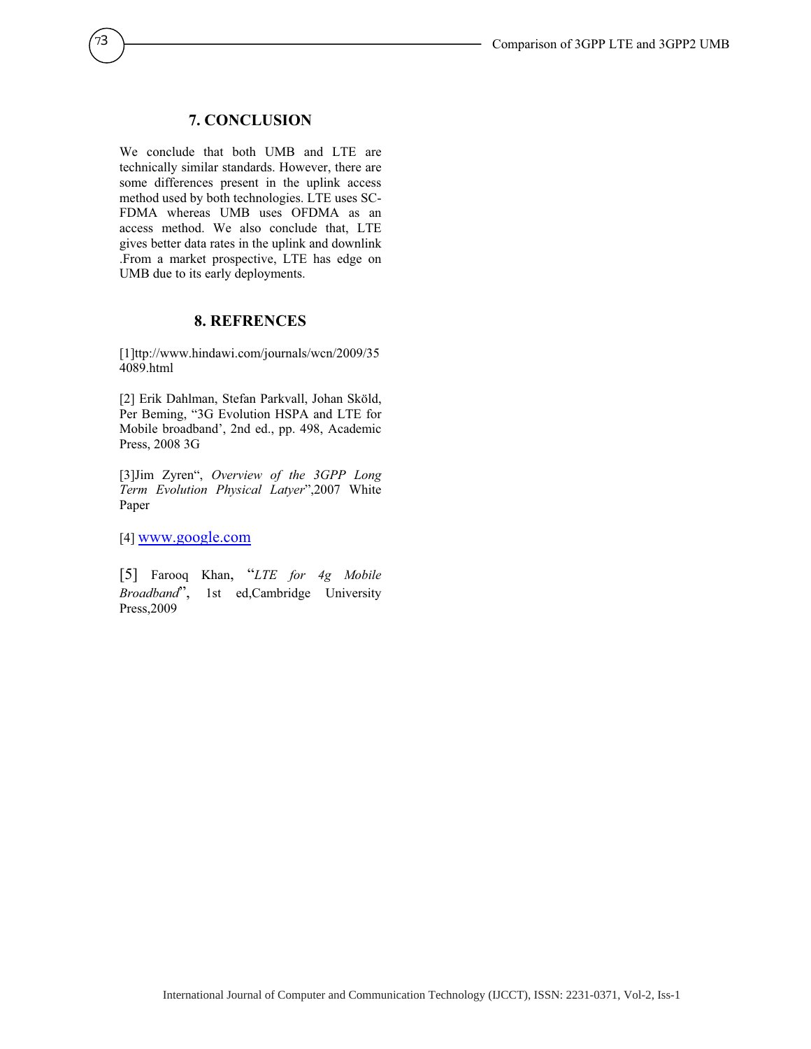## 7. CONCLUSION

We conclude that both UMB and LTE are technically similar standards. However, there are some differences present in the uplink access method used by both technologies. LTE uses SC-FDMA whereas UMB uses OFDMA as an access method. We also conclude that, LTE gives better data rates in the uplink and downlink .From a market prospective, LTE has edge on UMB due to its early deployments.

## 8. REFRENCES

[1]ttp://www.hindawi.com/journals/wcn/2009/354089.html

[2] Erik Dahlman, Stefan Parkvall, Johan Sköld, Per Beming, "3G Evolution HSPA and LTE for Mobile broadband', 2nd ed., pp. 498, Academic Press, 2008 3G

[3]Jim Zyren", *Overview of the 3GPP Long Term Evolution Physical Latyer*",2007 White Paper

[4] www.google.com

[5] Farooq Khan, "*LTE for 4g Mobile Broadband*", 1st ed,Cambridge University Press,2009